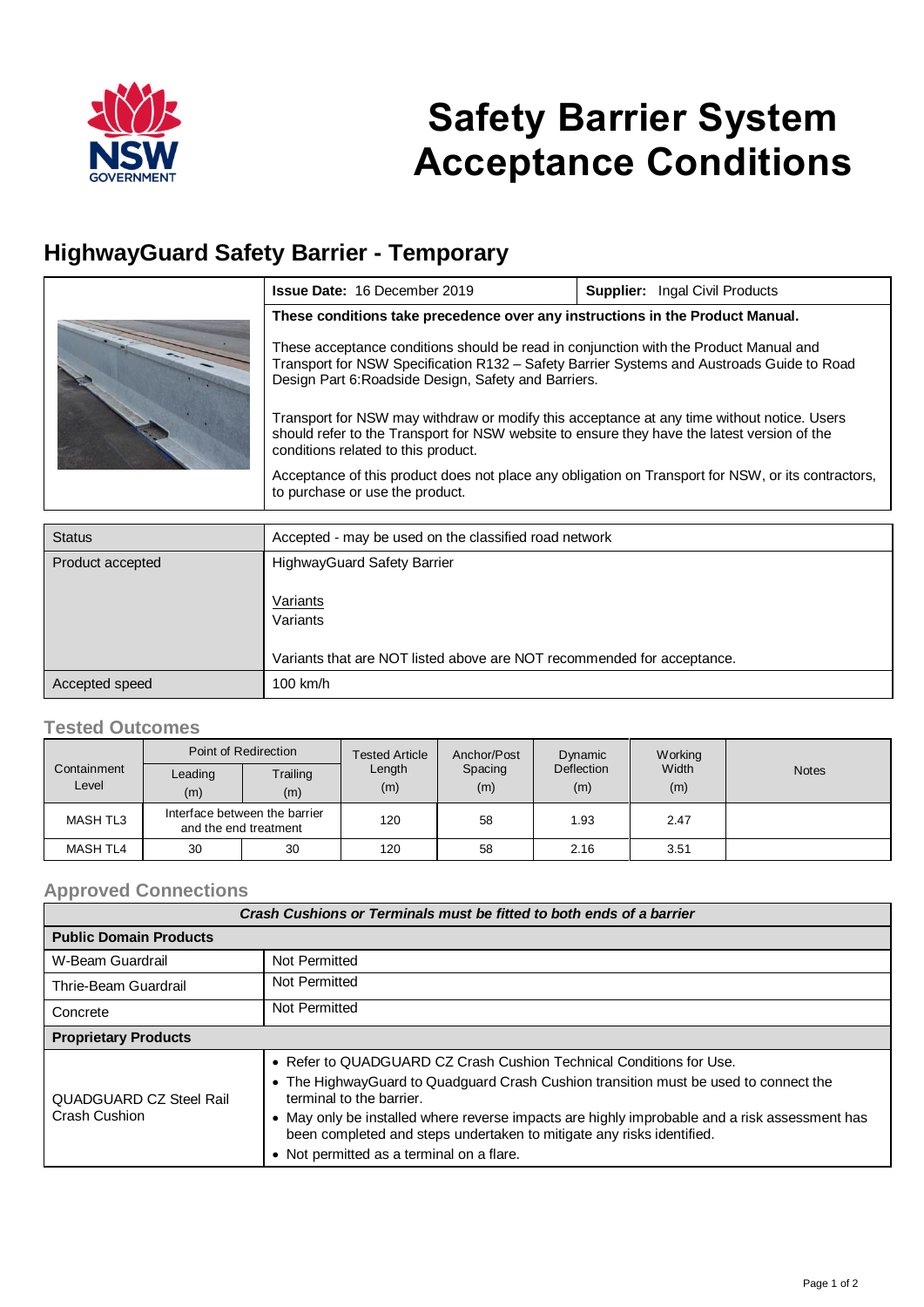# Safety Barrier System Acceptance Conditions

## HighwayGuard Safety Barrier - Temporary

| | |
|---|---|
| **Issue Date:** 16 December 2019 | **Supplier:** Ingal Civil Products |

**These conditions take precedence over any instructions in the Product Manual.**

These acceptance conditions should be read in conjunction with the Product Manual and Transport for NSW Specification R132 – Safety Barrier Systems and Austroads Guide to Road Design Part 6:Roadside Design, Safety and Barriers.

Transport for NSW may withdraw or modify this acceptance at any time without notice. Users should refer to the Transport for NSW website to ensure they have the latest version of the conditions related to this product.

Acceptance of this product does not place any obligation on Transport for NSW, or its contractors, to purchase or use the product.

| | |
|---|---|
| Status | Accepted - may be used on the classified road network |
| Product accepted | HighwayGuard Safety Barrier<br><br>Variants<br>Variants<br><br>Variants that are NOT listed above are NOT recommended for acceptance. |
| Accepted speed | 100 km/h |

### Tested Outcomes

| Containment Level | Point of Redirection | | Tested Article Length (m) | Anchor/Post Spacing (m) | Dynamic Deflection (m) | Working Width (m) | Notes |
|---|---|---|---|---|---|---|---|
| | Leading (m) | Trailing (m) | | | | | |
| MASH TL3 | Interface between the barrier and the end treatment | | 120 | 58 | 1.93 | 2.47 | |
| MASH TL4 | 30 | 30 | 120 | 58 | 2.16 | 3.51 | |

### Approved Connections

| *Crash Cushions or Terminals must be fitted to both ends of a barrier* | |
|---|---|
| **Public Domain Products** | |
| W-Beam Guardrail | Not Permitted |
| Thrie-Beam Guardrail | Not Permitted |
| Concrete | Not Permitted |
| **Proprietary Products** | |
| QUADGUARD CZ Steel Rail Crash Cushion | • Refer to QUADGUARD CZ Crash Cushion Technical Conditions for Use.<br>• The HighwayGuard to Quadguard Crash Cushion transition must be used to connect the terminal to the barrier.<br>• May only be installed where reverse impacts are highly improbable and a risk assessment has been completed and steps undertaken to mitigate any risks identified.<br>• Not permitted as a terminal on a flare. |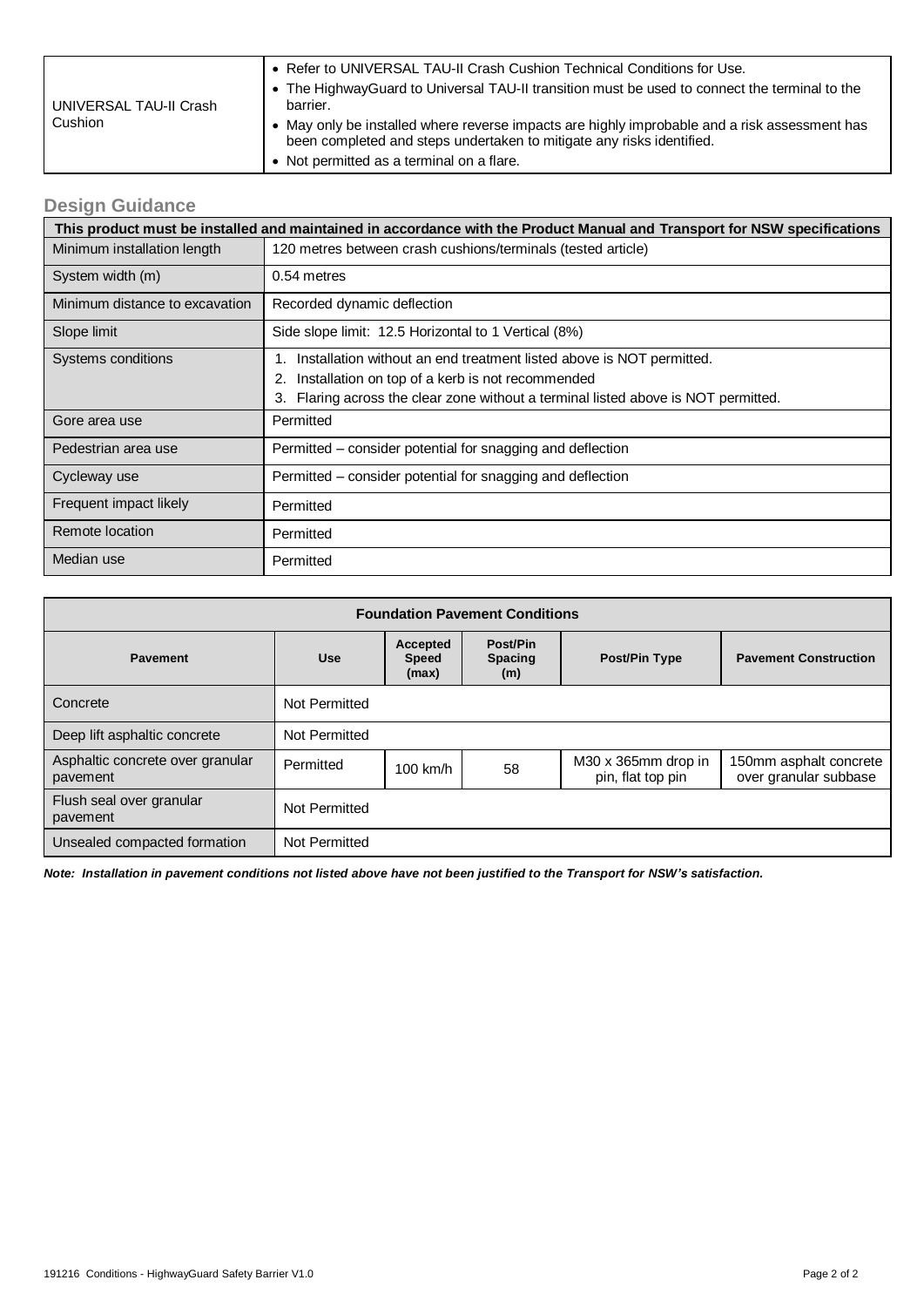| | |
|---|---|
| UNIVERSAL TAU-II Crash Cushion | • Refer to UNIVERSAL TAU-II Crash Cushion Technical Conditions for Use.<br>• The HighwayGuard to Universal TAU-II transition must be used to connect the terminal to the barrier.<br>• May only be installed where reverse impacts are highly improbable and a risk assessment has been completed and steps undertaken to mitigate any risks identified.<br>• Not permitted as a terminal on a flare. |

## Design Guidance

| This product must be installed and maintained in accordance with the Product Manual and Transport for NSW specifications | |
|---|---|
| Minimum installation length | 120 metres between crash cushions/terminals (tested article) |
| System width (m) | 0.54 metres |
| Minimum distance to excavation | Recorded dynamic deflection |
| Slope limit | Side slope limit: 12.5 Horizontal to 1 Vertical (8%) |
| Systems conditions | 1. Installation without an end treatment listed above is NOT permitted.<br>2. Installation on top of a kerb is not recommended<br>3. Flaring across the clear zone without a terminal listed above is NOT permitted. |
| Gore area use | Permitted |
| Pedestrian area use | Permitted – consider potential for snagging and deflection |
| Cycleway use | Permitted – consider potential for snagging and deflection |
| Frequent impact likely | Permitted |
| Remote location | Permitted |
| Median use | Permitted |

| Foundation Pavement Conditions | | | | | |
|---|---|---|---|---|---|
| **Pavement** | **Use** | **Accepted Speed (max)** | **Post/Pin Spacing (m)** | **Post/Pin Type** | **Pavement Construction** |
| Concrete | Not Permitted | | | | |
| Deep lift asphaltic concrete | Not Permitted | | | | |
| Asphaltic concrete over granular pavement | Permitted | 100 km/h | 58 | M30 x 365mm drop in pin, flat top pin | 150mm asphalt concrete over granular subbase |
| Flush seal over granular pavement | Not Permitted | | | | |
| Unsealed compacted formation | Not Permitted | | | | |

***Note: Installation in pavement conditions not listed above have not been justified to the Transport for NSW's satisfaction.***